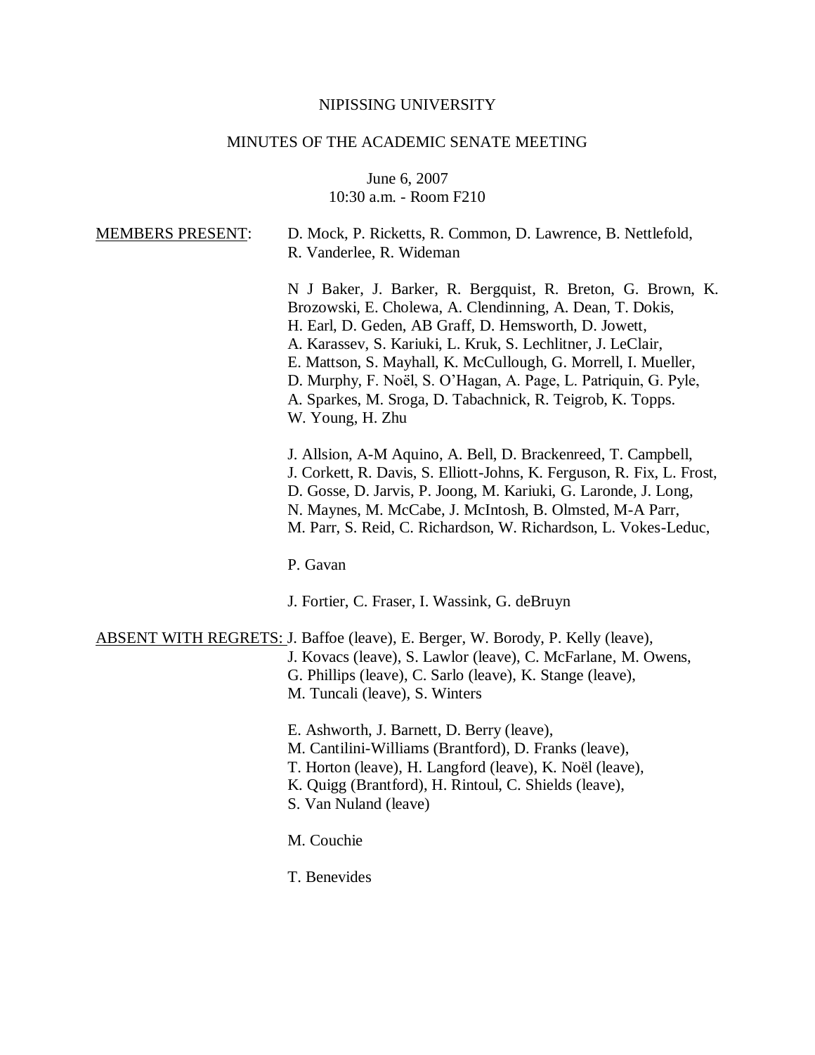NIPISSING UNIVERSITY

MINUTES OF THE ACADEMIC SENATE MEETING

June 6, 2007
10:30 a.m. - Room F210

MEMBERS PRESENT:

D. Mock, P. Ricketts, R. Common, D. Lawrence, B. Nettlefold, R. Vanderlee, R. Wideman

N J Baker, J. Barker, R. Bergquist, R. Breton, G. Brown, K. Brozowski, E. Cholewa, A. Clendinning, A. Dean, T. Dokis, H. Earl, D. Geden, AB Graff, D. Hemsworth, D. Jowett, A. Karassev, S. Kariuki, L. Kruk, S. Lechlitner, J. LeClair, E. Mattson, S. Mayhall, K. McCullough, G. Morrell, I. Mueller, D. Murphy, F. Noël, S. O'Hagan, A. Page, L. Patriquin, G. Pyle, A. Sparkes, M. Sroga, D. Tabachnick, R. Teigrob, K. Topps. W. Young, H. Zhu

J. Allsion, A-M Aquino, A. Bell, D. Brackenreed, T. Campbell, J. Corkett, R. Davis, S. Elliott-Johns, K. Ferguson, R. Fix, L. Frost, D. Gosse, D. Jarvis, P. Joong, M. Kariuki, G. Laronde, J. Long, N. Maynes, M. McCabe, J. McIntosh, B. Olmsted, M-A Parr, M. Parr, S. Reid, C. Richardson, W. Richardson, L. Vokes-Leduc,

P. Gavan

J. Fortier, C. Fraser, I. Wassink, G. deBruyn

ABSENT WITH REGRETS:

J. Baffoe (leave), E. Berger, W. Borody, P. Kelly (leave), J. Kovacs (leave), S. Lawlor (leave), C. McFarlane, M. Owens, G. Phillips (leave), C. Sarlo (leave), K. Stange (leave), M. Tuncali (leave), S. Winters

E. Ashworth, J. Barnett, D. Berry (leave), M. Cantilini-Williams (Brantford), D. Franks (leave), T. Horton (leave), H. Langford (leave), K. Noël (leave), K. Quigg (Brantford), H. Rintoul, C. Shields (leave), S. Van Nuland (leave)

M. Couchie

T. Benevides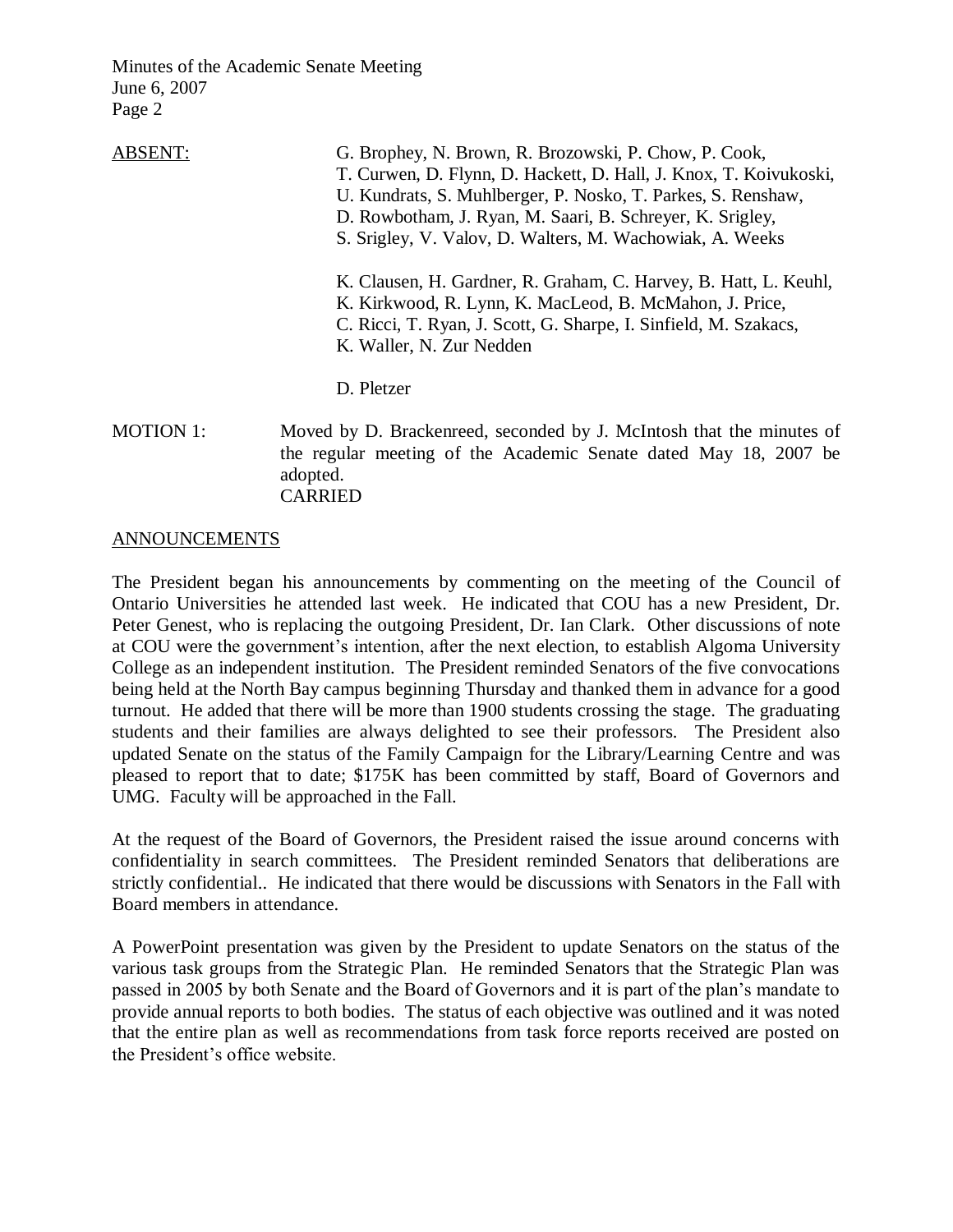ABSENT: G. Brophey, N. Brown, R. Brozowski, P. Chow, P. Cook, T. Curwen, D. Flynn, D. Hackett, D. Hall, J. Knox, T. Koivukoski, U. Kundrats, S. Muhlberger, P. Nosko, T. Parkes, S. Renshaw, D. Rowbotham, J. Ryan, M. Saari, B. Schreyer, K. Srigley, S. Srigley, V. Valov, D. Walters, M. Wachowiak, A. Weeks

K. Clausen, H. Gardner, R. Graham, C. Harvey, B. Hatt, L. Keuhl, K. Kirkwood, R. Lynn, K. MacLeod, B. McMahon, J. Price, C. Ricci, T. Ryan, J. Scott, G. Sharpe, I. Sinfield, M. Szakacs, K. Waller, N. Zur Nedden

D. Pletzer

MOTION 1: Moved by D. Brackenreed, seconded by J. McIntosh that the minutes of the regular meeting of the Academic Senate dated May 18, 2007 be adopted.
CARRIED

## ANNOUNCEMENTS

The President began his announcements by commenting on the meeting of the Council of Ontario Universities he attended last week. He indicated that COU has a new President, Dr. Peter Genest, who is replacing the outgoing President, Dr. Ian Clark. Other discussions of note at COU were the government's intention, after the next election, to establish Algoma University College as an independent institution. The President reminded Senators of the five convocations being held at the North Bay campus beginning Thursday and thanked them in advance for a good turnout. He added that there will be more than 1900 students crossing the stage. The graduating students and their families are always delighted to see their professors. The President also updated Senate on the status of the Family Campaign for the Library/Learning Centre and was pleased to report that to date; $175K has been committed by staff, Board of Governors and UMG. Faculty will be approached in the Fall.

At the request of the Board of Governors, the President raised the issue around concerns with confidentiality in search committees. The President reminded Senators that deliberations are strictly confidential.. He indicated that there would be discussions with Senators in the Fall with Board members in attendance.

A PowerPoint presentation was given by the President to update Senators on the status of the various task groups from the Strategic Plan. He reminded Senators that the Strategic Plan was passed in 2005 by both Senate and the Board of Governors and it is part of the plan's mandate to provide annual reports to both bodies. The status of each objective was outlined and it was noted that the entire plan as well as recommendations from task force reports received are posted on the President's office website.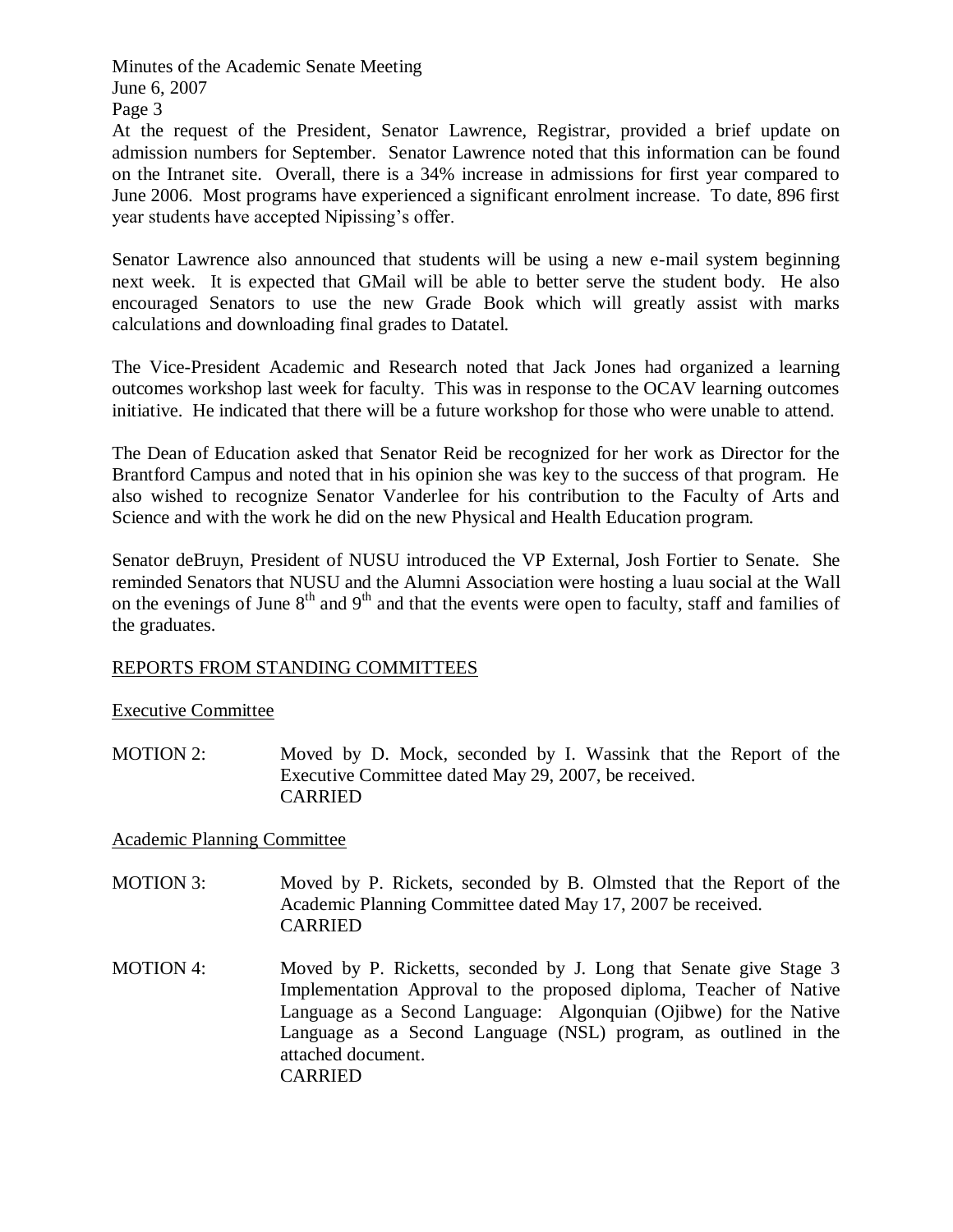At the request of the President, Senator Lawrence, Registrar, provided a brief update on admission numbers for September. Senator Lawrence noted that this information can be found on the Intranet site. Overall, there is a 34% increase in admissions for first year compared to June 2006. Most programs have experienced a significant enrolment increase. To date, 896 first year students have accepted Nipissing's offer.

Senator Lawrence also announced that students will be using a new e-mail system beginning next week. It is expected that GMail will be able to better serve the student body. He also encouraged Senators to use the new Grade Book which will greatly assist with marks calculations and downloading final grades to Datatel.

The Vice-President Academic and Research noted that Jack Jones had organized a learning outcomes workshop last week for faculty. This was in response to the OCAV learning outcomes initiative. He indicated that there will be a future workshop for those who were unable to attend.

The Dean of Education asked that Senator Reid be recognized for her work as Director for the Brantford Campus and noted that in his opinion she was key to the success of that program. He also wished to recognize Senator Vanderlee for his contribution to the Faculty of Arts and Science and with the work he did on the new Physical and Health Education program.

Senator deBruyn, President of NUSU introduced the VP External, Josh Fortier to Senate. She reminded Senators that NUSU and the Alumni Association were hosting a luau social at the Wall on the evenings of June 8th and 9th and that the events were open to faculty, staff and families of the graduates.

## REPORTS FROM STANDING COMMITTEES

### Executive Committee

MOTION 2: Moved by D. Mock, seconded by I. Wassink that the Report of the Executive Committee dated May 29, 2007, be received.
CARRIED

### Academic Planning Committee

MOTION 3: Moved by P. Rickets, seconded by B. Olmsted that the Report of the Academic Planning Committee dated May 17, 2007 be received.
CARRIED

MOTION 4: Moved by P. Ricketts, seconded by J. Long that Senate give Stage 3 Implementation Approval to the proposed diploma, Teacher of Native Language as a Second Language: Algonquian (Ojibwe) for the Native Language as a Second Language (NSL) program, as outlined in the attached document.
CARRIED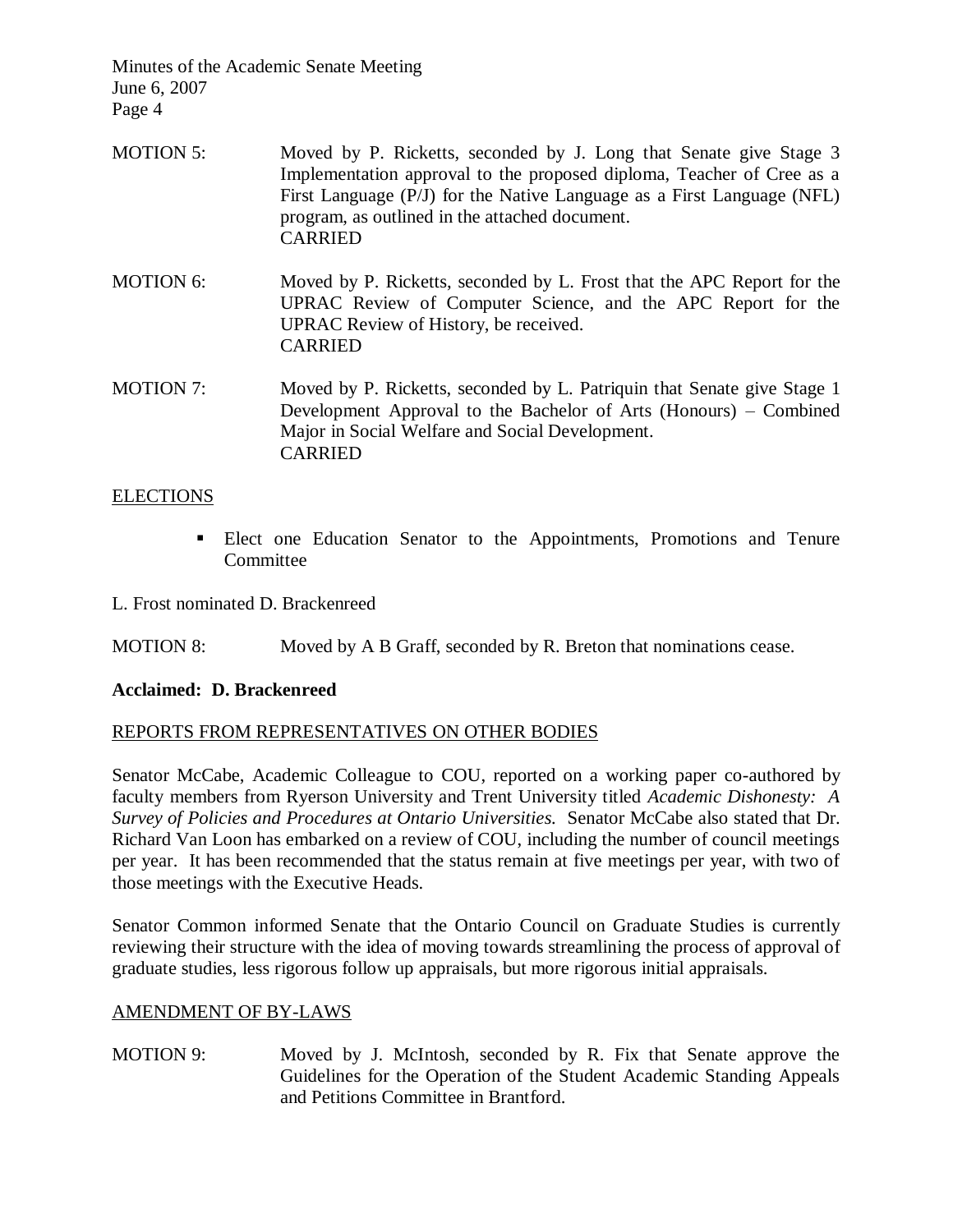MOTION 5: Moved by P. Ricketts, seconded by J. Long that Senate give Stage 3 Implementation approval to the proposed diploma, Teacher of Cree as a First Language (P/J) for the Native Language as a First Language (NFL) program, as outlined in the attached document.
CARRIED

MOTION 6: Moved by P. Ricketts, seconded by L. Frost that the APC Report for the UPRAC Review of Computer Science, and the APC Report for the UPRAC Review of History, be received.
CARRIED

MOTION 7: Moved by P. Ricketts, seconded by L. Patriquin that Senate give Stage 1 Development Approval to the Bachelor of Arts (Honours) – Combined Major in Social Welfare and Social Development.
CARRIED

## ELECTIONS

- Elect one Education Senator to the Appointments, Promotions and Tenure Committee

L. Frost nominated D. Brackenreed

MOTION 8: Moved by A B Graff, seconded by R. Breton that nominations cease.

**Acclaimed: D. Brackenreed**

## REPORTS FROM REPRESENTATIVES ON OTHER BODIES

Senator McCabe, Academic Colleague to COU, reported on a working paper co-authored by faculty members from Ryerson University and Trent University titled *Academic Dishonesty: A Survey of Policies and Procedures at Ontario Universities.* Senator McCabe also stated that Dr. Richard Van Loon has embarked on a review of COU, including the number of council meetings per year. It has been recommended that the status remain at five meetings per year, with two of those meetings with the Executive Heads.

Senator Common informed Senate that the Ontario Council on Graduate Studies is currently reviewing their structure with the idea of moving towards streamlining the process of approval of graduate studies, less rigorous follow up appraisals, but more rigorous initial appraisals.

## AMENDMENT OF BY-LAWS

MOTION 9: Moved by J. McIntosh, seconded by R. Fix that Senate approve the Guidelines for the Operation of the Student Academic Standing Appeals and Petitions Committee in Brantford.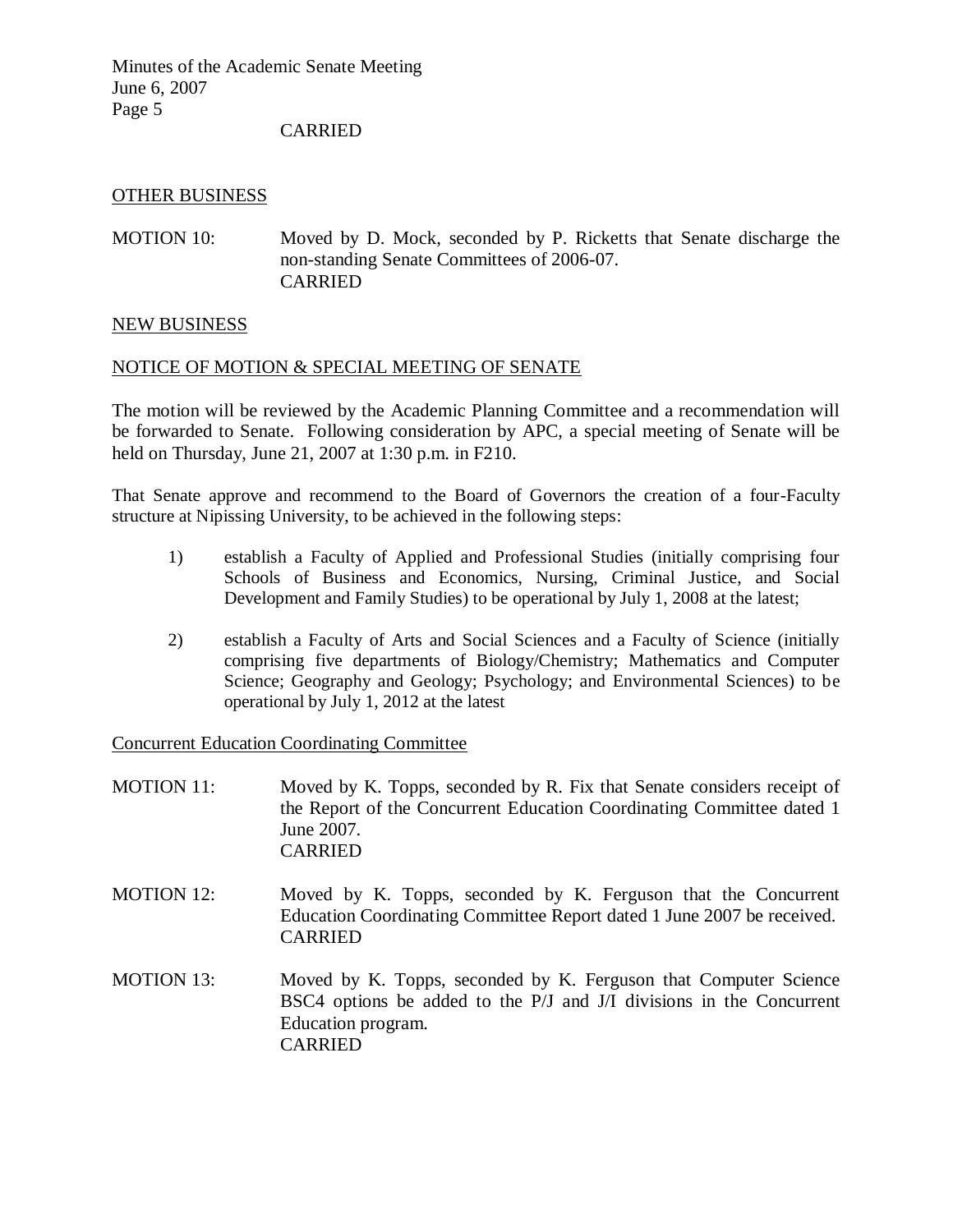CARRIED

## OTHER BUSINESS

MOTION 10: Moved by D. Mock, seconded by P. Ricketts that Senate discharge the non-standing Senate Committees of 2006-07.
CARRIED

## NEW BUSINESS

## NOTICE OF MOTION & SPECIAL MEETING OF SENATE

The motion will be reviewed by the Academic Planning Committee and a recommendation will be forwarded to Senate. Following consideration by APC, a special meeting of Senate will be held on Thursday, June 21, 2007 at 1:30 p.m. in F210.

That Senate approve and recommend to the Board of Governors the creation of a four-Faculty structure at Nipissing University, to be achieved in the following steps:

1) establish a Faculty of Applied and Professional Studies (initially comprising four Schools of Business and Economics, Nursing, Criminal Justice, and Social Development and Family Studies) to be operational by July 1, 2008 at the latest;

2) establish a Faculty of Arts and Social Sciences and a Faculty of Science (initially comprising five departments of Biology/Chemistry; Mathematics and Computer Science; Geography and Geology; Psychology; and Environmental Sciences) to be operational by July 1, 2012 at the latest

## Concurrent Education Coordinating Committee

MOTION 11: Moved by K. Topps, seconded by R. Fix that Senate considers receipt of the Report of the Concurrent Education Coordinating Committee dated 1 June 2007.
CARRIED

MOTION 12: Moved by K. Topps, seconded by K. Ferguson that the Concurrent Education Coordinating Committee Report dated 1 June 2007 be received.
CARRIED

MOTION 13: Moved by K. Topps, seconded by K. Ferguson that Computer Science BSC4 options be added to the P/J and J/I divisions in the Concurrent Education program.
CARRIED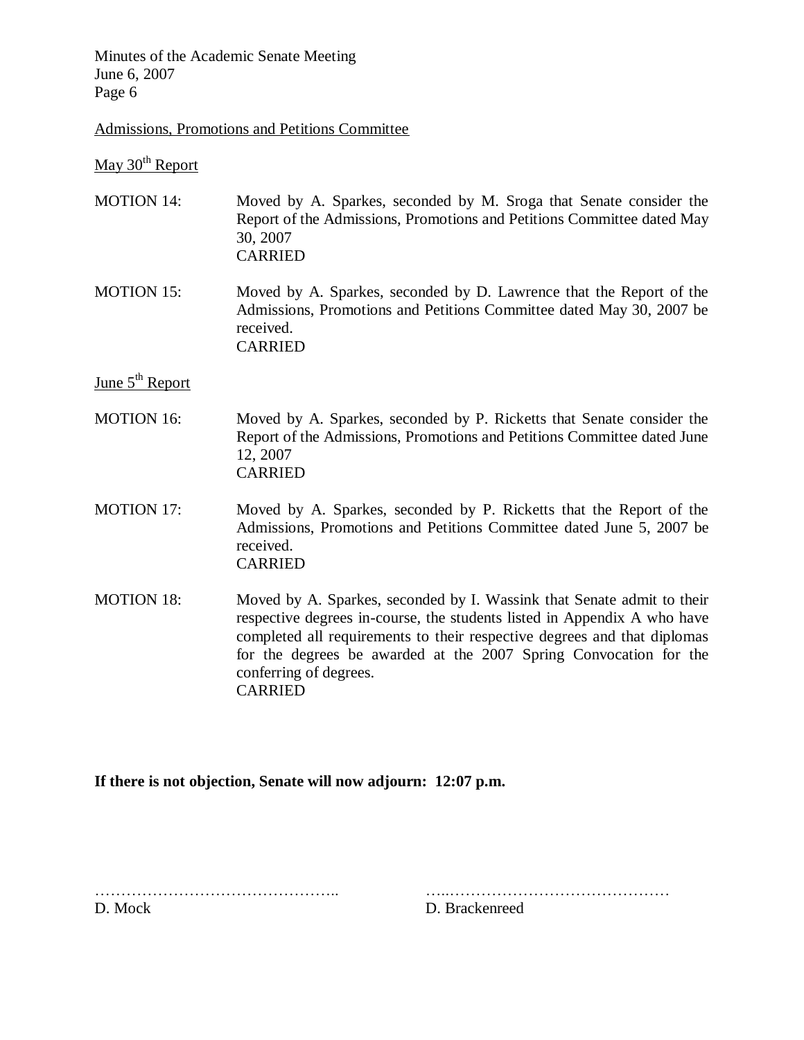Admissions, Promotions and Petitions Committee

May 30th Report

MOTION 14: Moved by A. Sparkes, seconded by M. Sroga that Senate consider the Report of the Admissions, Promotions and Petitions Committee dated May 30, 2007
CARRIED

MOTION 15: Moved by A. Sparkes, seconded by D. Lawrence that the Report of the Admissions, Promotions and Petitions Committee dated May 30, 2007 be received.
CARRIED

June 5th Report

MOTION 16: Moved by A. Sparkes, seconded by P. Ricketts that Senate consider the Report of the Admissions, Promotions and Petitions Committee dated June 12, 2007
CARRIED

MOTION 17: Moved by A. Sparkes, seconded by P. Ricketts that the Report of the Admissions, Promotions and Petitions Committee dated June 5, 2007 be received.
CARRIED

MOTION 18: Moved by A. Sparkes, seconded by I. Wassink that Senate admit to their respective degrees in-course, the students listed in Appendix A who have completed all requirements to their respective degrees and that diplomas for the degrees be awarded at the 2007 Spring Convocation for the conferring of degrees.
CARRIED

**If there is not objection, Senate will now adjourn: 12:07 p.m.**

……………………………………….. D. Mock

…..…………………………………… D. Brackenreed